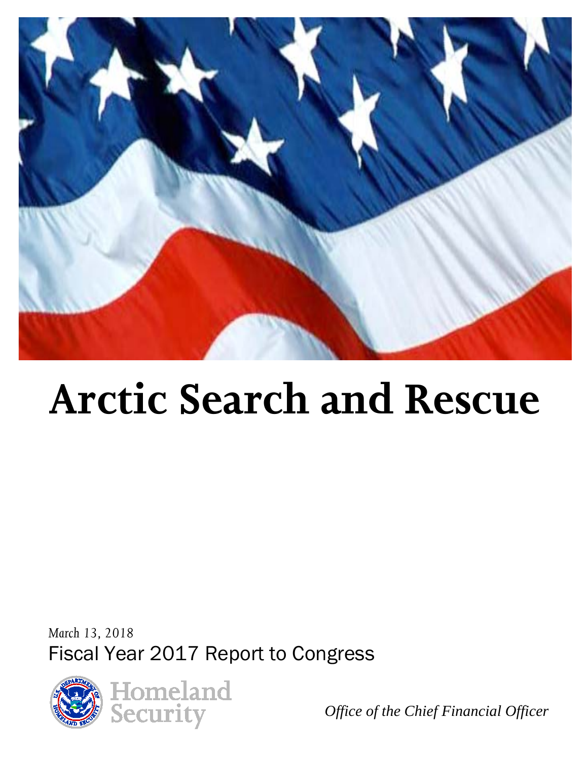# Arctic Search and Rescue

*March 13, 2018*

Fiscal Year 2017 Report to Congress

Homeland Security

*Office of the Chief Financial Officer*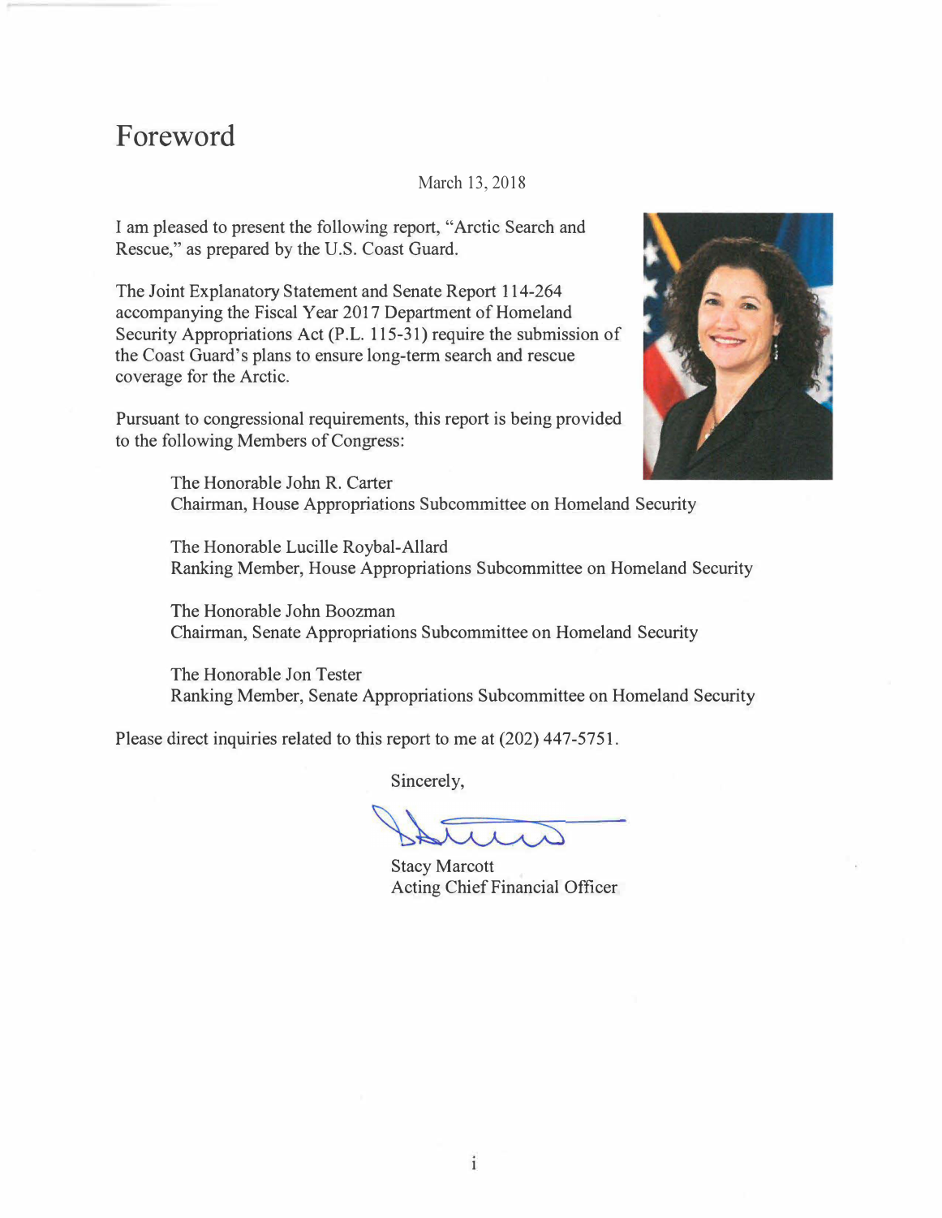# Foreword

March 13, 2018

I am pleased to present the following report, "Arctic Search and Rescue," as prepared by the U.S. Coast Guard.

The Joint Explanatory Statement and Senate Report 114-264 accompanying the Fiscal Year 2017 Department of Homeland Security Appropriations Act (P.L. 115-31) require the submission of the Coast Guard's plans to ensure long-term search and rescue coverage for the Arctic.

Pursuant to congressional requirements, this report is being provided to the following Members of Congress:

The Honorable John R. Carter
Chairman, House Appropriations Subcommittee on Homeland Security

The Honorable Lucille Roybal-Allard
Ranking Member, House Appropriations Subcommittee on Homeland Security

The Honorable John Boozman
Chairman, Senate Appropriations Subcommittee on Homeland Security

The Honorable Jon Tester
Ranking Member, Senate Appropriations Subcommittee on Homeland Security

Please direct inquiries related to this report to me at (202) 447-5751.

Sincerely,

Stacy Marcott
Acting Chief Financial Officer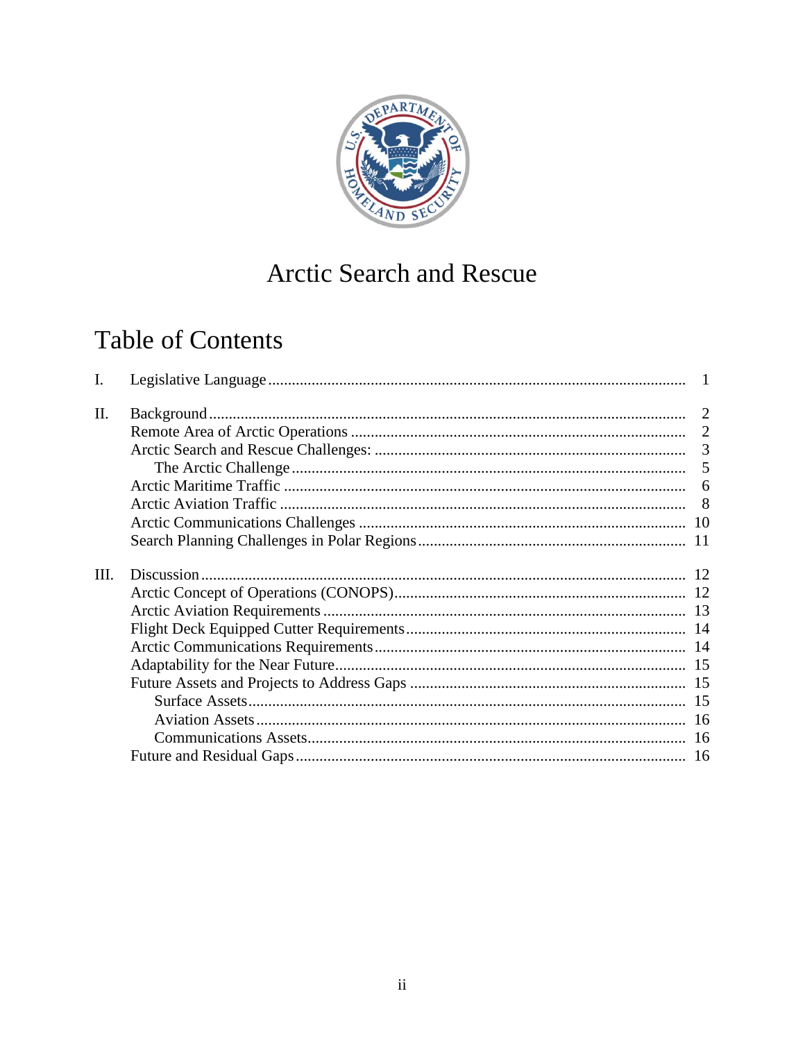# Arctic Search and Rescue

## Table of Contents

I. Legislative Language ........................................................................................................ 1

II. Background ........................................................................................................ 2
- Remote Area of Arctic Operations ........................................................................................................ 2
- Arctic Search and Rescue Challenges: ........................................................................................................ 3
  - The Arctic Challenge ........................................................................................................ 5
- Arctic Maritime Traffic ........................................................................................................ 6
- Arctic Aviation Traffic ........................................................................................................ 8
- Arctic Communications Challenges ........................................................................................................ 10
- Search Planning Challenges in Polar Regions ........................................................................................................ 11

III. Discussion ........................................................................................................ 12
- Arctic Concept of Operations (CONOPS) ........................................................................................................ 12
- Arctic Aviation Requirements ........................................................................................................ 13
- Flight Deck Equipped Cutter Requirements ........................................................................................................ 14
- Arctic Communications Requirements ........................................................................................................ 14
- Adaptability for the Near Future ........................................................................................................ 15
- Future Assets and Projects to Address Gaps ........................................................................................................ 15
  - Surface Assets ........................................................................................................ 15
  - Aviation Assets ........................................................................................................ 16
  - Communications Assets ........................................................................................................ 16
- Future and Residual Gaps ........................................................................................................ 16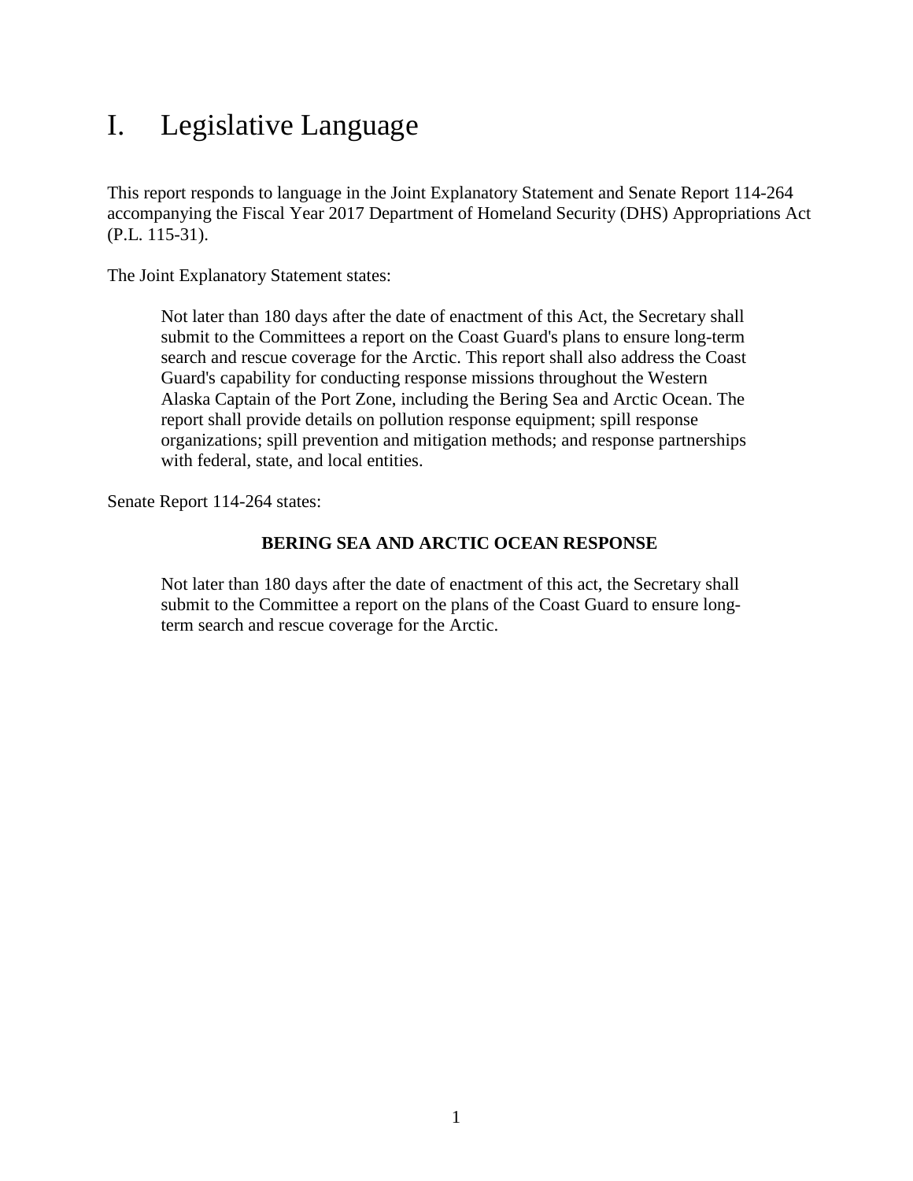# I. Legislative Language

This report responds to language in the Joint Explanatory Statement and Senate Report 114-264 accompanying the Fiscal Year 2017 Department of Homeland Security (DHS) Appropriations Act (P.L. 115-31).

The Joint Explanatory Statement states:

> Not later than 180 days after the date of enactment of this Act, the Secretary shall submit to the Committees a report on the Coast Guard's plans to ensure long-term search and rescue coverage for the Arctic. This report shall also address the Coast Guard's capability for conducting response missions throughout the Western Alaska Captain of the Port Zone, including the Bering Sea and Arctic Ocean. The report shall provide details on pollution response equipment; spill response organizations; spill prevention and mitigation methods; and response partnerships with federal, state, and local entities.

Senate Report 114-264 states:

> **BERING SEA AND ARCTIC OCEAN RESPONSE**
>
> Not later than 180 days after the date of enactment of this act, the Secretary shall submit to the Committee a report on the plans of the Coast Guard to ensure long-term search and rescue coverage for the Arctic.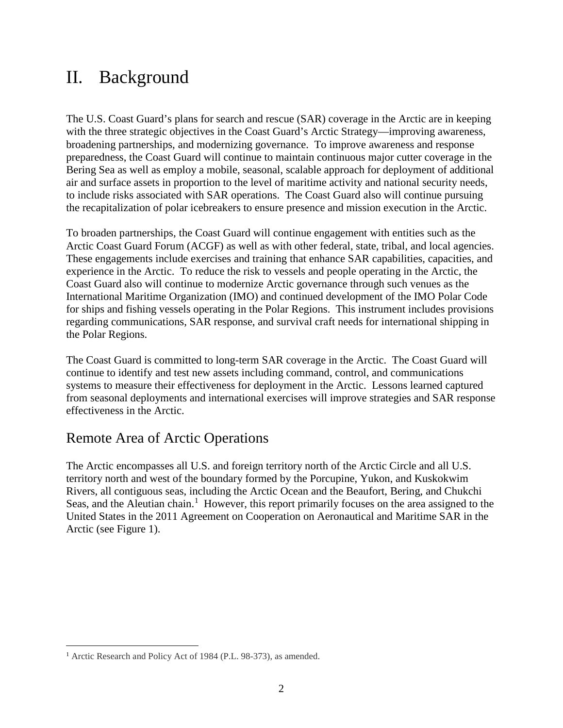# II. Background

The U.S. Coast Guard's plans for search and rescue (SAR) coverage in the Arctic are in keeping with the three strategic objectives in the Coast Guard's Arctic Strategy—improving awareness, broadening partnerships, and modernizing governance. To improve awareness and response preparedness, the Coast Guard will continue to maintain continuous major cutter coverage in the Bering Sea as well as employ a mobile, seasonal, scalable approach for deployment of additional air and surface assets in proportion to the level of maritime activity and national security needs, to include risks associated with SAR operations. The Coast Guard also will continue pursuing the recapitalization of polar icebreakers to ensure presence and mission execution in the Arctic.

To broaden partnerships, the Coast Guard will continue engagement with entities such as the Arctic Coast Guard Forum (ACGF) as well as with other federal, state, tribal, and local agencies. These engagements include exercises and training that enhance SAR capabilities, capacities, and experience in the Arctic. To reduce the risk to vessels and people operating in the Arctic, the Coast Guard also will continue to modernize Arctic governance through such venues as the International Maritime Organization (IMO) and continued development of the IMO Polar Code for ships and fishing vessels operating in the Polar Regions. This instrument includes provisions regarding communications, SAR response, and survival craft needs for international shipping in the Polar Regions.

The Coast Guard is committed to long-term SAR coverage in the Arctic. The Coast Guard will continue to identify and test new assets including command, control, and communications systems to measure their effectiveness for deployment in the Arctic. Lessons learned captured from seasonal deployments and international exercises will improve strategies and SAR response effectiveness in the Arctic.

## Remote Area of Arctic Operations

The Arctic encompasses all U.S. and foreign territory north of the Arctic Circle and all U.S. territory north and west of the boundary formed by the Porcupine, Yukon, and Kuskokwim Rivers, all contiguous seas, including the Arctic Ocean and the Beaufort, Bering, and Chukchi Seas, and the Aleutian chain.[1] However, this report primarily focuses on the area assigned to the United States in the 2011 Agreement on Cooperation on Aeronautical and Maritime SAR in the Arctic (see Figure 1).

---

[1] Arctic Research and Policy Act of 1984 (P.L. 98-373), as amended.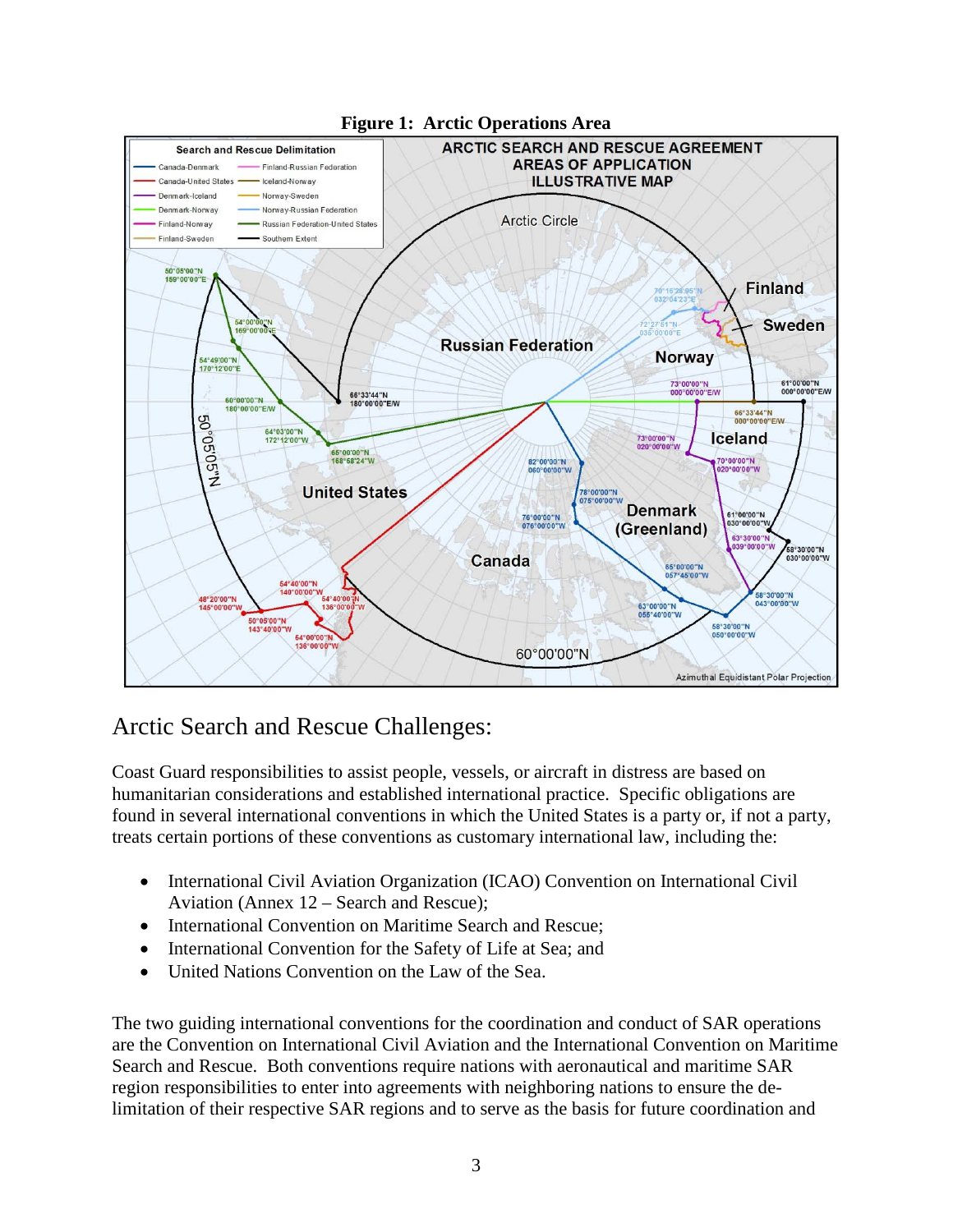**Figure 1: Arctic Operations Area**

## Arctic Search and Rescue Challenges:

Coast Guard responsibilities to assist people, vessels, or aircraft in distress are based on humanitarian considerations and established international practice. Specific obligations are found in several international conventions in which the United States is a party or, if not a party, treats certain portions of these conventions as customary international law, including the:

- International Civil Aviation Organization (ICAO) Convention on International Civil Aviation (Annex 12 – Search and Rescue);
- International Convention on Maritime Search and Rescue;
- International Convention for the Safety of Life at Sea; and
- United Nations Convention on the Law of the Sea.

The two guiding international conventions for the coordination and conduct of SAR operations are the Convention on International Civil Aviation and the International Convention on Maritime Search and Rescue. Both conventions require nations with aeronautical and maritime SAR region responsibilities to enter into agreements with neighboring nations to ensure the de-limitation of their respective SAR regions and to serve as the basis for future coordination and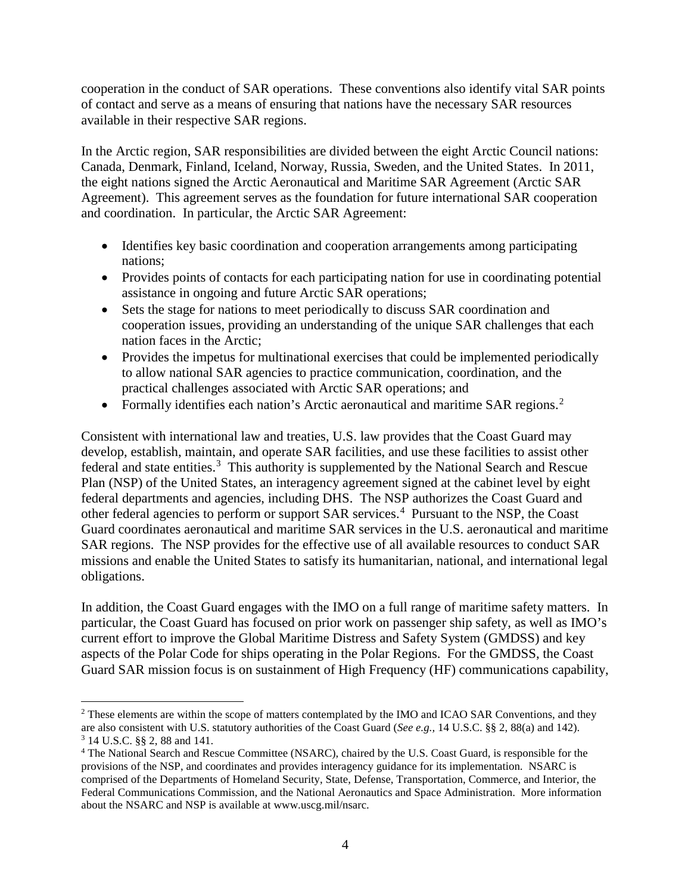cooperation in the conduct of SAR operations. These conventions also identify vital SAR points of contact and serve as a means of ensuring that nations have the necessary SAR resources available in their respective SAR regions.

In the Arctic region, SAR responsibilities are divided between the eight Arctic Council nations: Canada, Denmark, Finland, Iceland, Norway, Russia, Sweden, and the United States. In 2011, the eight nations signed the Arctic Aeronautical and Maritime SAR Agreement (Arctic SAR Agreement). This agreement serves as the foundation for future international SAR cooperation and coordination. In particular, the Arctic SAR Agreement:

- Identifies key basic coordination and cooperation arrangements among participating nations;
- Provides points of contacts for each participating nation for use in coordinating potential assistance in ongoing and future Arctic SAR operations;
- Sets the stage for nations to meet periodically to discuss SAR coordination and cooperation issues, providing an understanding of the unique SAR challenges that each nation faces in the Arctic;
- Provides the impetus for multinational exercises that could be implemented periodically to allow national SAR agencies to practice communication, coordination, and the practical challenges associated with Arctic SAR operations; and
- Formally identifies each nation's Arctic aeronautical and maritime SAR regions.[2]

Consistent with international law and treaties, U.S. law provides that the Coast Guard may develop, establish, maintain, and operate SAR facilities, and use these facilities to assist other federal and state entities.[3] This authority is supplemented by the National Search and Rescue Plan (NSP) of the United States, an interagency agreement signed at the cabinet level by eight federal departments and agencies, including DHS. The NSP authorizes the Coast Guard and other federal agencies to perform or support SAR services.[4] Pursuant to the NSP, the Coast Guard coordinates aeronautical and maritime SAR services in the U.S. aeronautical and maritime SAR regions. The NSP provides for the effective use of all available resources to conduct SAR missions and enable the United States to satisfy its humanitarian, national, and international legal obligations.

In addition, the Coast Guard engages with the IMO on a full range of maritime safety matters. In particular, the Coast Guard has focused on prior work on passenger ship safety, as well as IMO's current effort to improve the Global Maritime Distress and Safety System (GMDSS) and key aspects of the Polar Code for ships operating in the Polar Regions. For the GMDSS, the Coast Guard SAR mission focus is on sustainment of High Frequency (HF) communications capability,

---

[2] These elements are within the scope of matters contemplated by the IMO and ICAO SAR Conventions, and they are also consistent with U.S. statutory authorities of the Coast Guard (*See e.g.*, 14 U.S.C. §§ 2, 88(a) and 142).

[3] 14 U.S.C. §§ 2, 88 and 141.

[4] The National Search and Rescue Committee (NSARC), chaired by the U.S. Coast Guard, is responsible for the provisions of the NSP, and coordinates and provides interagency guidance for its implementation. NSARC is comprised of the Departments of Homeland Security, State, Defense, Transportation, Commerce, and Interior, the Federal Communications Commission, and the National Aeronautics and Space Administration. More information about the NSARC and NSP is available at www.uscg.mil/nsarc.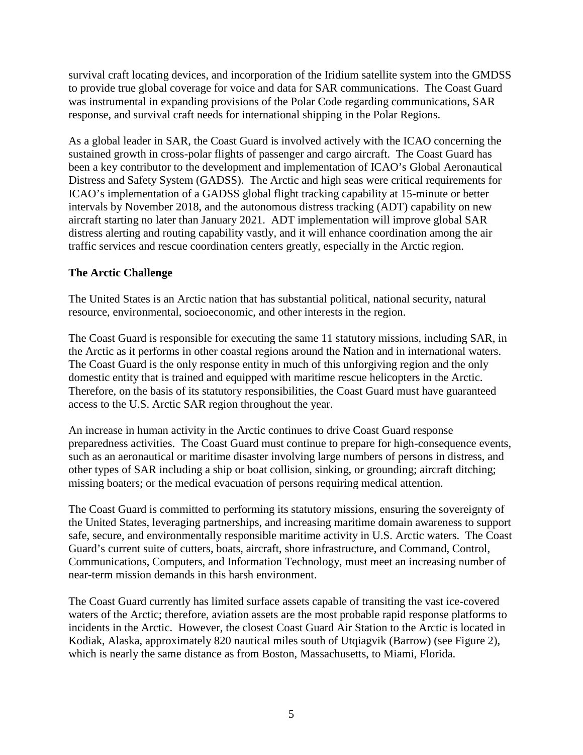survival craft locating devices, and incorporation of the Iridium satellite system into the GMDSS to provide true global coverage for voice and data for SAR communications. The Coast Guard was instrumental in expanding provisions of the Polar Code regarding communications, SAR response, and survival craft needs for international shipping in the Polar Regions.

As a global leader in SAR, the Coast Guard is involved actively with the ICAO concerning the sustained growth in cross-polar flights of passenger and cargo aircraft. The Coast Guard has been a key contributor to the development and implementation of ICAO's Global Aeronautical Distress and Safety System (GADSS). The Arctic and high seas were critical requirements for ICAO's implementation of a GADSS global flight tracking capability at 15-minute or better intervals by November 2018, and the autonomous distress tracking (ADT) capability on new aircraft starting no later than January 2021. ADT implementation will improve global SAR distress alerting and routing capability vastly, and it will enhance coordination among the air traffic services and rescue coordination centers greatly, especially in the Arctic region.

## The Arctic Challenge

The United States is an Arctic nation that has substantial political, national security, natural resource, environmental, socioeconomic, and other interests in the region.

The Coast Guard is responsible for executing the same 11 statutory missions, including SAR, in the Arctic as it performs in other coastal regions around the Nation and in international waters. The Coast Guard is the only response entity in much of this unforgiving region and the only domestic entity that is trained and equipped with maritime rescue helicopters in the Arctic. Therefore, on the basis of its statutory responsibilities, the Coast Guard must have guaranteed access to the U.S. Arctic SAR region throughout the year.

An increase in human activity in the Arctic continues to drive Coast Guard response preparedness activities. The Coast Guard must continue to prepare for high-consequence events, such as an aeronautical or maritime disaster involving large numbers of persons in distress, and other types of SAR including a ship or boat collision, sinking, or grounding; aircraft ditching; missing boaters; or the medical evacuation of persons requiring medical attention.

The Coast Guard is committed to performing its statutory missions, ensuring the sovereignty of the United States, leveraging partnerships, and increasing maritime domain awareness to support safe, secure, and environmentally responsible maritime activity in U.S. Arctic waters. The Coast Guard's current suite of cutters, boats, aircraft, shore infrastructure, and Command, Control, Communications, Computers, and Information Technology, must meet an increasing number of near-term mission demands in this harsh environment.

The Coast Guard currently has limited surface assets capable of transiting the vast ice-covered waters of the Arctic; therefore, aviation assets are the most probable rapid response platforms to incidents in the Arctic. However, the closest Coast Guard Air Station to the Arctic is located in Kodiak, Alaska, approximately 820 nautical miles south of Utqiagvik (Barrow) (see Figure 2), which is nearly the same distance as from Boston, Massachusetts, to Miami, Florida.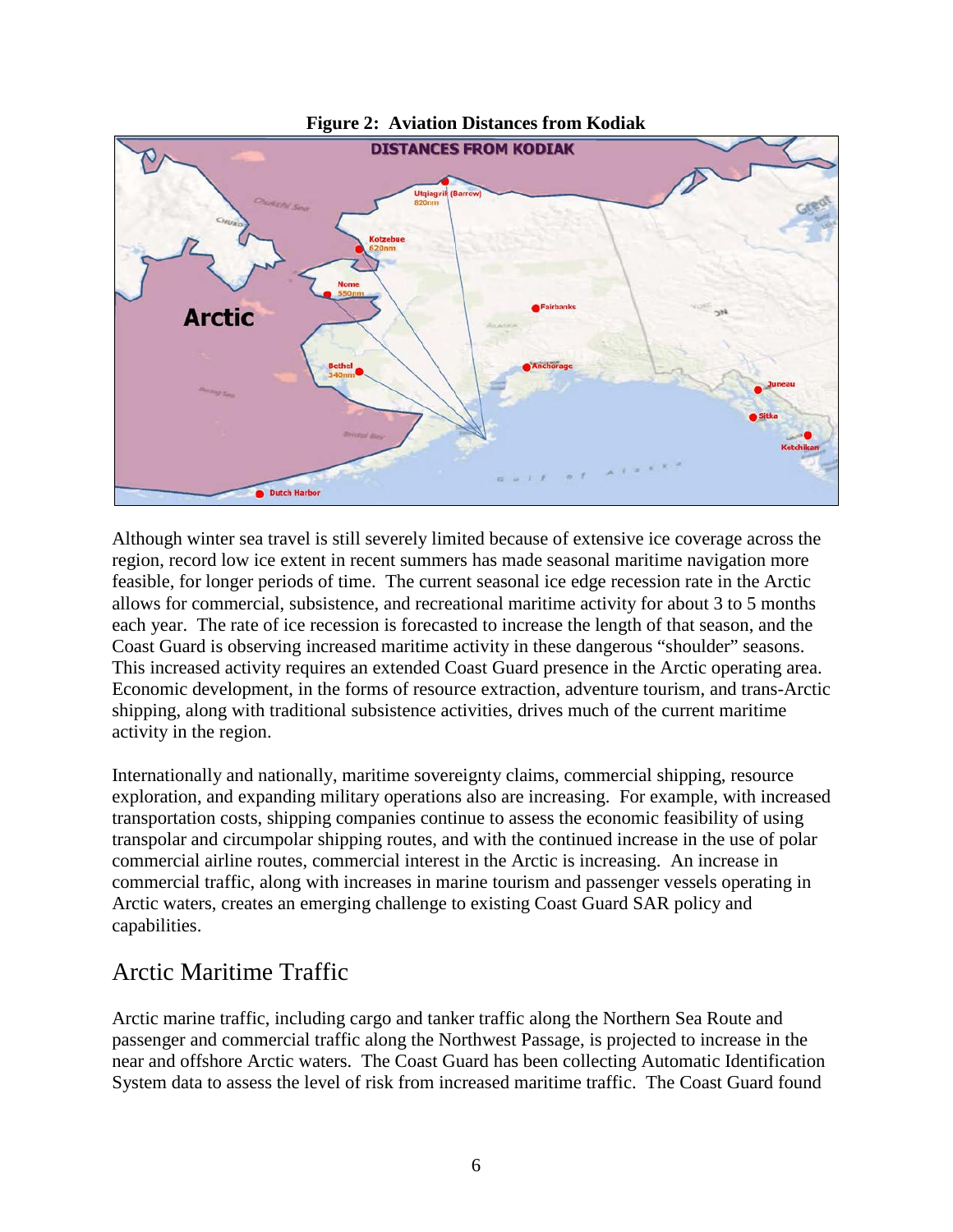**Figure 2: Aviation Distances from Kodiak**

Although winter sea travel is still severely limited because of extensive ice coverage across the region, record low ice extent in recent summers has made seasonal maritime navigation more feasible, for longer periods of time. The current seasonal ice edge recession rate in the Arctic allows for commercial, subsistence, and recreational maritime activity for about 3 to 5 months each year. The rate of ice recession is forecasted to increase the length of that season, and the Coast Guard is observing increased maritime activity in these dangerous "shoulder" seasons. This increased activity requires an extended Coast Guard presence in the Arctic operating area. Economic development, in the forms of resource extraction, adventure tourism, and trans-Arctic shipping, along with traditional subsistence activities, drives much of the current maritime activity in the region.

Internationally and nationally, maritime sovereignty claims, commercial shipping, resource exploration, and expanding military operations also are increasing. For example, with increased transportation costs, shipping companies continue to assess the economic feasibility of using transpolar and circumpolar shipping routes, and with the continued increase in the use of polar commercial airline routes, commercial interest in the Arctic is increasing. An increase in commercial traffic, along with increases in marine tourism and passenger vessels operating in Arctic waters, creates an emerging challenge to existing Coast Guard SAR policy and capabilities.

## Arctic Maritime Traffic

Arctic marine traffic, including cargo and tanker traffic along the Northern Sea Route and passenger and commercial traffic along the Northwest Passage, is projected to increase in the near and offshore Arctic waters. The Coast Guard has been collecting Automatic Identification System data to assess the level of risk from increased maritime traffic. The Coast Guard found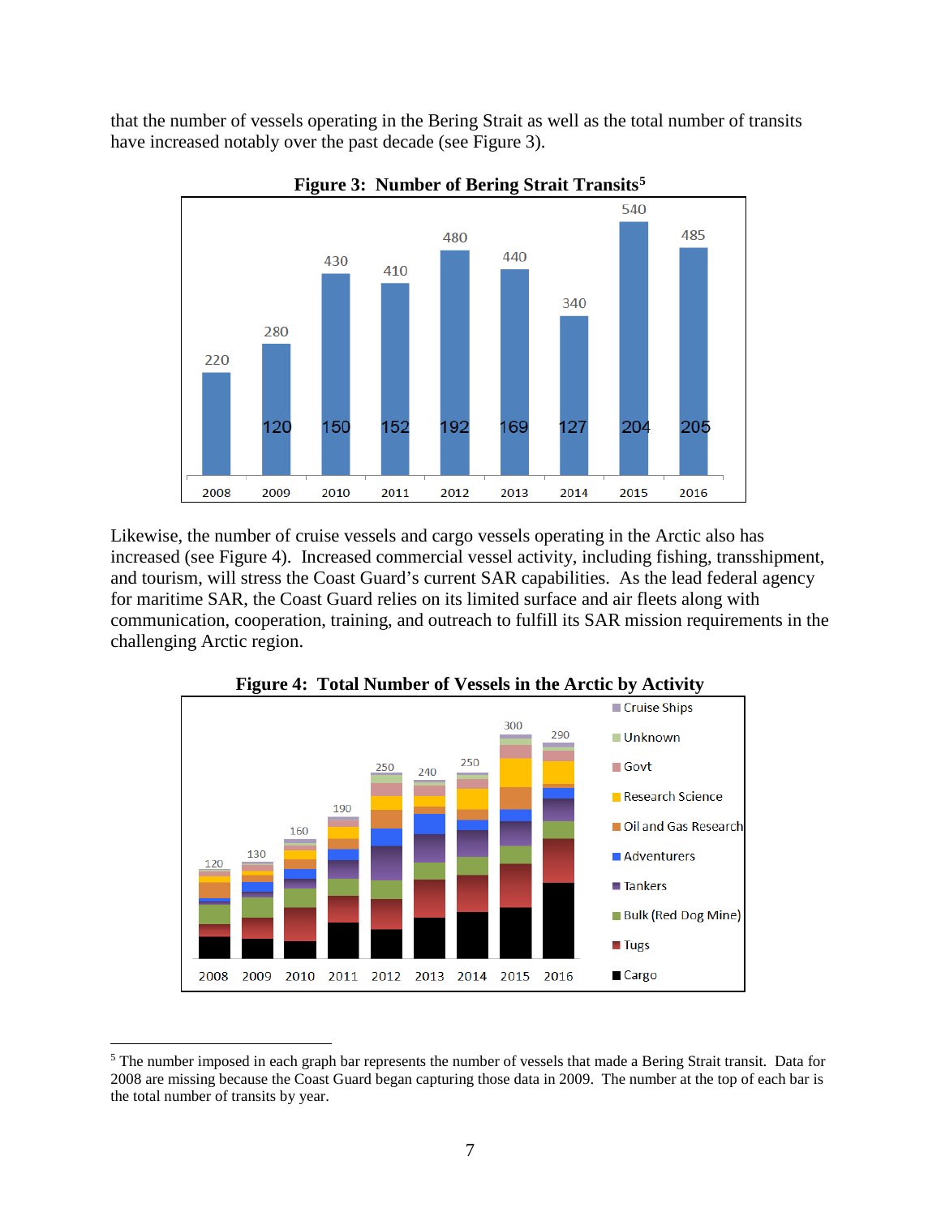that the number of vessels operating in the Bering Strait as well as the total number of transits have increased notably over the past decade (see Figure 3).

**Figure 3: Number of Bering Strait Transits**[5]

| Year | Total Transits | Vessels |
|---|---|---|
| 2008 | 220 | |
| 2009 | 280 | 120 |
| 2010 | 430 | 150 |
| 2011 | 410 | 152 |
| 2012 | 480 | 192 |
| 2013 | 440 | 169 |
| 2014 | 340 | 127 |
| 2015 | 540 | 204 |
| 2016 | 485 | 205 |

Likewise, the number of cruise vessels and cargo vessels operating in the Arctic also has increased (see Figure 4). Increased commercial vessel activity, including fishing, transshipment, and tourism, will stress the Coast Guard's current SAR capabilities. As the lead federal agency for maritime SAR, the Coast Guard relies on its limited surface and air fleets along with communication, cooperation, training, and outreach to fulfill its SAR mission requirements in the challenging Arctic region.

**Figure 4: Total Number of Vessels in the Arctic by Activity**

| Year | Total |
|---|---|
| 2008 | 120 |
| 2009 | 130 |
| 2010 | 160 |
| 2011 | 190 |
| 2012 | 250 |
| 2013 | 240 |
| 2014 | 250 |
| 2015 | 300 |
| 2016 | 290 |

Legend: Cruise Ships, Unknown, Govt, Research Science, Oil and Gas Research, Adventurers, Tankers, Bulk (Red Dog Mine), Tugs, Cargo

[5] The number imposed in each graph bar represents the number of vessels that made a Bering Strait transit. Data for 2008 are missing because the Coast Guard began capturing those data in 2009. The number at the top of each bar is the total number of transits by year.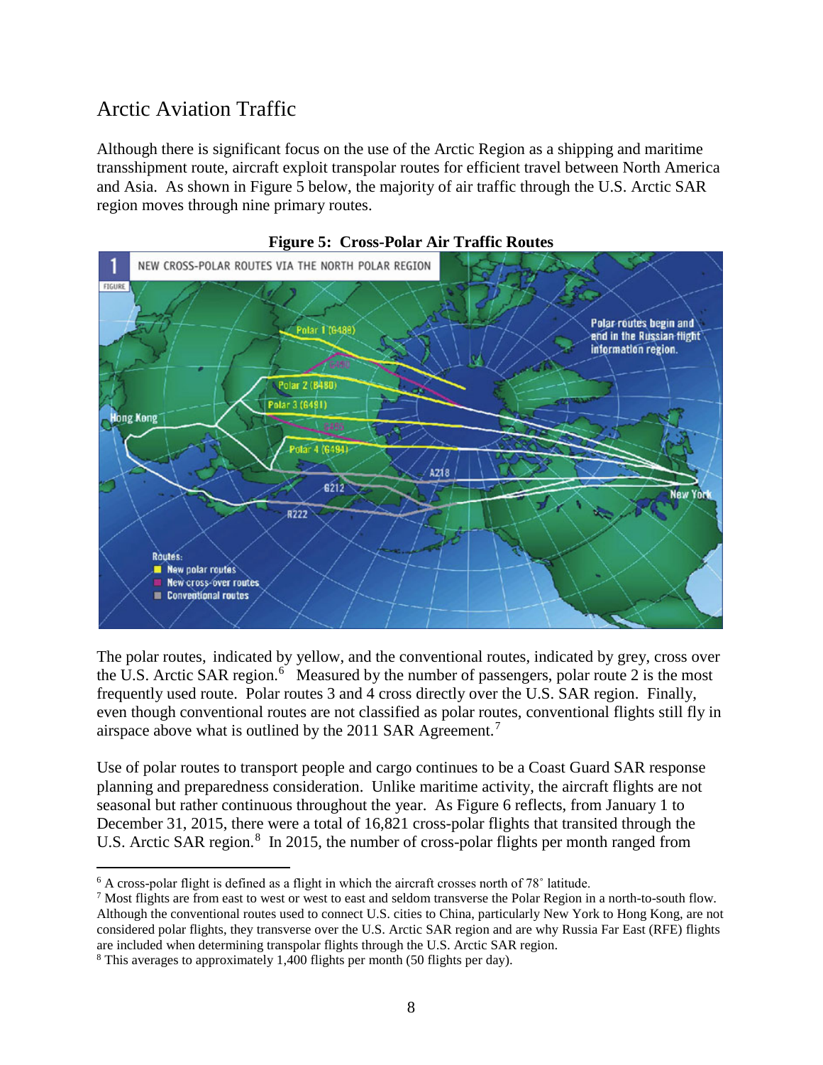## Arctic Aviation Traffic

Although there is significant focus on the use of the Arctic Region as a shipping and maritime transshipment route, aircraft exploit transpolar routes for efficient travel between North America and Asia. As shown in Figure 5 below, the majority of air traffic through the U.S. Arctic SAR region moves through nine primary routes.

**Figure 5: Cross-Polar Air Traffic Routes**

The polar routes, indicated by yellow, and the conventional routes, indicated by grey, cross over the U.S. Arctic SAR region.[6] Measured by the number of passengers, polar route 2 is the most frequently used route. Polar routes 3 and 4 cross directly over the U.S. SAR region. Finally, even though conventional routes are not classified as polar routes, conventional flights still fly in airspace above what is outlined by the 2011 SAR Agreement.[7]

Use of polar routes to transport people and cargo continues to be a Coast Guard SAR response planning and preparedness consideration. Unlike maritime activity, the aircraft flights are not seasonal but rather continuous throughout the year. As Figure 6 reflects, from January 1 to December 31, 2015, there were a total of 16,821 cross-polar flights that transited through the U.S. Arctic SAR region.[8] In 2015, the number of cross-polar flights per month ranged from

---

[6] A cross-polar flight is defined as a flight in which the aircraft crosses north of 78˚ latitude.

[7] Most flights are from east to west or west to east and seldom transverse the Polar Region in a north-to-south flow. Although the conventional routes used to connect U.S. cities to China, particularly New York to Hong Kong, are not considered polar flights, they transverse over the U.S. Arctic SAR region and are why Russia Far East (RFE) flights are included when determining transpolar flights through the U.S. Arctic SAR region.

[8] This averages to approximately 1,400 flights per month (50 flights per day).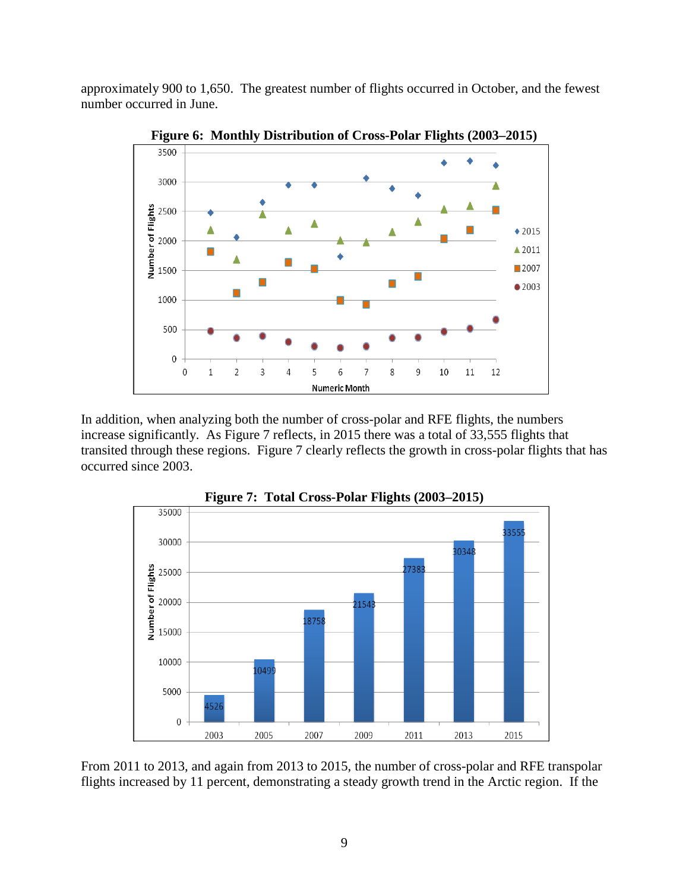approximately 900 to 1,650. The greatest number of flights occurred in October, and the fewest number occurred in June.

**Figure 6: Monthly Distribution of Cross-Polar Flights (2003–2015)**

In addition, when analyzing both the number of cross-polar and RFE flights, the numbers increase significantly. As Figure 7 reflects, in 2015 there was a total of 33,555 flights that transited through these regions. Figure 7 clearly reflects the growth in cross-polar flights that has occurred since 2003.

**Figure 7: Total Cross-Polar Flights (2003–2015)**

| Year | Number of Flights |
|---|---|
| 2003 | 4526 |
| 2005 | 10499 |
| 2007 | 18758 |
| 2009 | 21543 |
| 2011 | 27383 |
| 2013 | 30348 |
| 2015 | 33555 |

From 2011 to 2013, and again from 2013 to 2015, the number of cross-polar and RFE transpolar flights increased by 11 percent, demonstrating a steady growth trend in the Arctic region. If the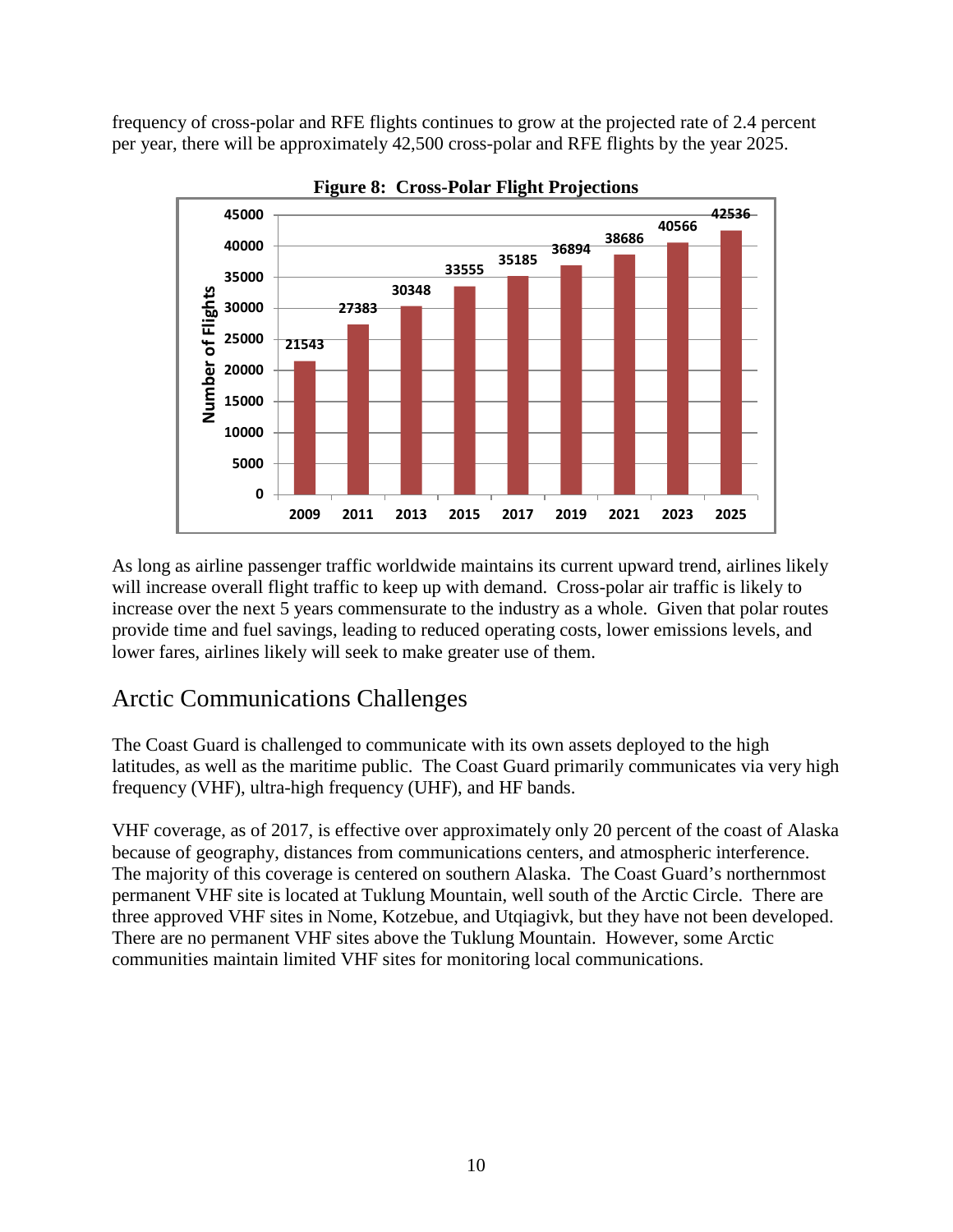frequency of cross-polar and RFE flights continues to grow at the projected rate of 2.4 percent per year, there will be approximately 42,500 cross-polar and RFE flights by the year 2025.

**Figure 8: Cross-Polar Flight Projections**

| Year | Number of Flights |
|---|---|
| 2009 | 21543 |
| 2011 | 27383 |
| 2013 | 30348 |
| 2015 | 33555 |
| 2017 | 35185 |
| 2019 | 36894 |
| 2021 | 38686 |
| 2023 | 40566 |
| 2025 | 42536 |

As long as airline passenger traffic worldwide maintains its current upward trend, airlines likely will increase overall flight traffic to keep up with demand. Cross-polar air traffic is likely to increase over the next 5 years commensurate to the industry as a whole. Given that polar routes provide time and fuel savings, leading to reduced operating costs, lower emissions levels, and lower fares, airlines likely will seek to make greater use of them.

## Arctic Communications Challenges

The Coast Guard is challenged to communicate with its own assets deployed to the high latitudes, as well as the maritime public. The Coast Guard primarily communicates via very high frequency (VHF), ultra-high frequency (UHF), and HF bands.

VHF coverage, as of 2017, is effective over approximately only 20 percent of the coast of Alaska because of geography, distances from communications centers, and atmospheric interference. The majority of this coverage is centered on southern Alaska. The Coast Guard's northernmost permanent VHF site is located at Tuklung Mountain, well south of the Arctic Circle. There are three approved VHF sites in Nome, Kotzebue, and Utqiagivk, but they have not been developed. There are no permanent VHF sites above the Tuklung Mountain. However, some Arctic communities maintain limited VHF sites for monitoring local communications.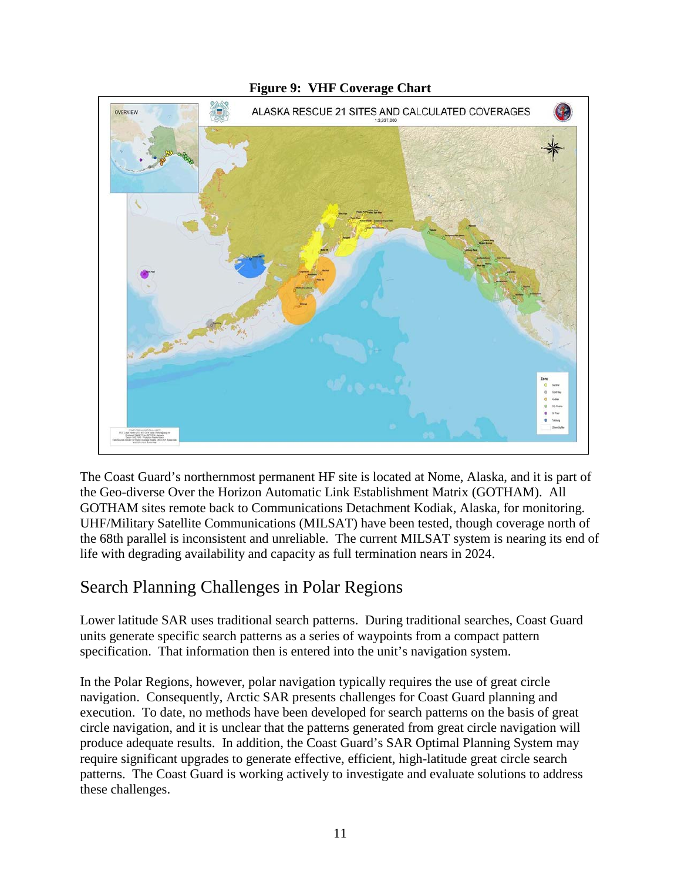**Figure 9: VHF Coverage Chart**

The Coast Guard's northernmost permanent HF site is located at Nome, Alaska, and it is part of the Geo-diverse Over the Horizon Automatic Link Establishment Matrix (GOTHAM). All GOTHAM sites remote back to Communications Detachment Kodiak, Alaska, for monitoring. UHF/Military Satellite Communications (MILSAT) have been tested, though coverage north of the 68th parallel is inconsistent and unreliable. The current MILSAT system is nearing its end of life with degrading availability and capacity as full termination nears in 2024.

## Search Planning Challenges in Polar Regions

Lower latitude SAR uses traditional search patterns. During traditional searches, Coast Guard units generate specific search patterns as a series of waypoints from a compact pattern specification. That information then is entered into the unit's navigation system.

In the Polar Regions, however, polar navigation typically requires the use of great circle navigation. Consequently, Arctic SAR presents challenges for Coast Guard planning and execution. To date, no methods have been developed for search patterns on the basis of great circle navigation, and it is unclear that the patterns generated from great circle navigation will produce adequate results. In addition, the Coast Guard's SAR Optimal Planning System may require significant upgrades to generate effective, efficient, high-latitude great circle search patterns. The Coast Guard is working actively to investigate and evaluate solutions to address these challenges.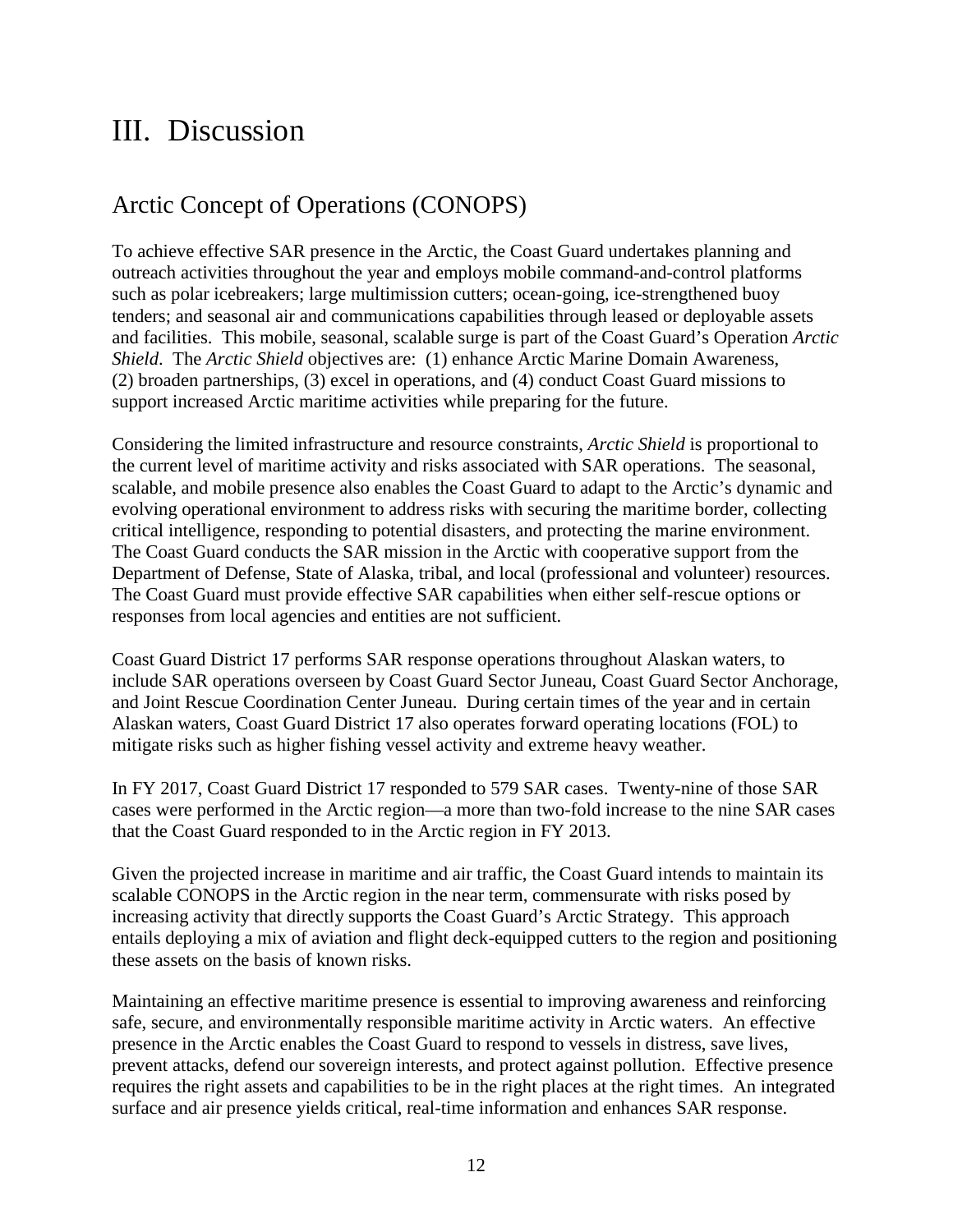# III. Discussion

## Arctic Concept of Operations (CONOPS)

To achieve effective SAR presence in the Arctic, the Coast Guard undertakes planning and outreach activities throughout the year and employs mobile command-and-control platforms such as polar icebreakers; large multimission cutters; ocean-going, ice-strengthened buoy tenders; and seasonal air and communications capabilities through leased or deployable assets and facilities. This mobile, seasonal, scalable surge is part of the Coast Guard's Operation *Arctic Shield*. The *Arctic Shield* objectives are: (1) enhance Arctic Marine Domain Awareness, (2) broaden partnerships, (3) excel in operations, and (4) conduct Coast Guard missions to support increased Arctic maritime activities while preparing for the future.

Considering the limited infrastructure and resource constraints, *Arctic Shield* is proportional to the current level of maritime activity and risks associated with SAR operations. The seasonal, scalable, and mobile presence also enables the Coast Guard to adapt to the Arctic's dynamic and evolving operational environment to address risks with securing the maritime border, collecting critical intelligence, responding to potential disasters, and protecting the marine environment. The Coast Guard conducts the SAR mission in the Arctic with cooperative support from the Department of Defense, State of Alaska, tribal, and local (professional and volunteer) resources. The Coast Guard must provide effective SAR capabilities when either self-rescue options or responses from local agencies and entities are not sufficient.

Coast Guard District 17 performs SAR response operations throughout Alaskan waters, to include SAR operations overseen by Coast Guard Sector Juneau, Coast Guard Sector Anchorage, and Joint Rescue Coordination Center Juneau. During certain times of the year and in certain Alaskan waters, Coast Guard District 17 also operates forward operating locations (FOL) to mitigate risks such as higher fishing vessel activity and extreme heavy weather.

In FY 2017, Coast Guard District 17 responded to 579 SAR cases. Twenty-nine of those SAR cases were performed in the Arctic region—a more than two-fold increase to the nine SAR cases that the Coast Guard responded to in the Arctic region in FY 2013.

Given the projected increase in maritime and air traffic, the Coast Guard intends to maintain its scalable CONOPS in the Arctic region in the near term, commensurate with risks posed by increasing activity that directly supports the Coast Guard's Arctic Strategy. This approach entails deploying a mix of aviation and flight deck-equipped cutters to the region and positioning these assets on the basis of known risks.

Maintaining an effective maritime presence is essential to improving awareness and reinforcing safe, secure, and environmentally responsible maritime activity in Arctic waters. An effective presence in the Arctic enables the Coast Guard to respond to vessels in distress, save lives, prevent attacks, defend our sovereign interests, and protect against pollution. Effective presence requires the right assets and capabilities to be in the right places at the right times. An integrated surface and air presence yields critical, real-time information and enhances SAR response.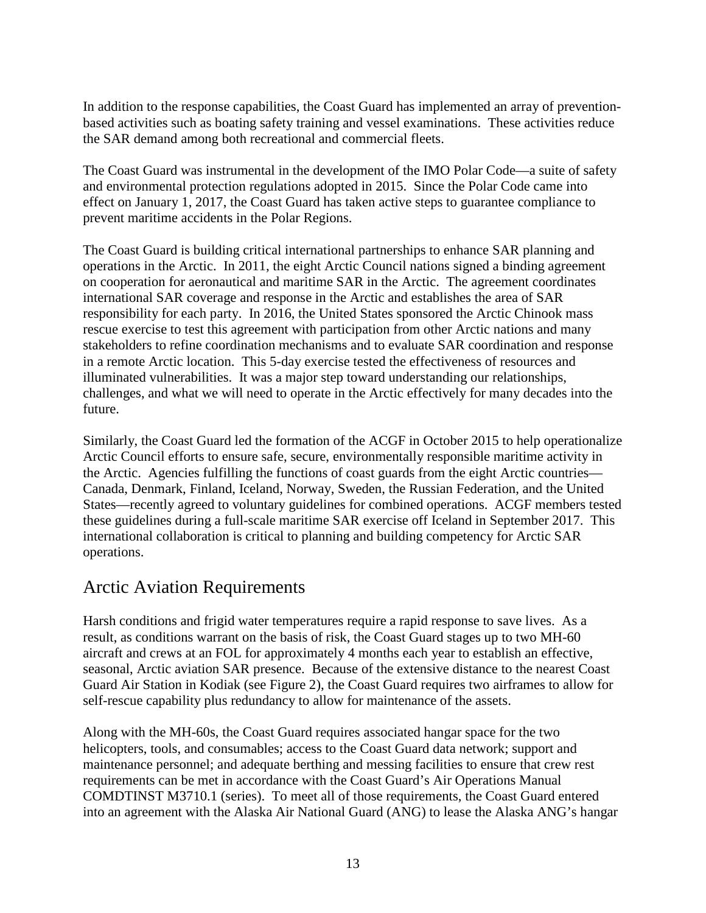In addition to the response capabilities, the Coast Guard has implemented an array of prevention-based activities such as boating safety training and vessel examinations. These activities reduce the SAR demand among both recreational and commercial fleets.

The Coast Guard was instrumental in the development of the IMO Polar Code—a suite of safety and environmental protection regulations adopted in 2015. Since the Polar Code came into effect on January 1, 2017, the Coast Guard has taken active steps to guarantee compliance to prevent maritime accidents in the Polar Regions.

The Coast Guard is building critical international partnerships to enhance SAR planning and operations in the Arctic. In 2011, the eight Arctic Council nations signed a binding agreement on cooperation for aeronautical and maritime SAR in the Arctic. The agreement coordinates international SAR coverage and response in the Arctic and establishes the area of SAR responsibility for each party. In 2016, the United States sponsored the Arctic Chinook mass rescue exercise to test this agreement with participation from other Arctic nations and many stakeholders to refine coordination mechanisms and to evaluate SAR coordination and response in a remote Arctic location. This 5-day exercise tested the effectiveness of resources and illuminated vulnerabilities. It was a major step toward understanding our relationships, challenges, and what we will need to operate in the Arctic effectively for many decades into the future.

Similarly, the Coast Guard led the formation of the ACGF in October 2015 to help operationalize Arctic Council efforts to ensure safe, secure, environmentally responsible maritime activity in the Arctic. Agencies fulfilling the functions of coast guards from the eight Arctic countries—Canada, Denmark, Finland, Iceland, Norway, Sweden, the Russian Federation, and the United States—recently agreed to voluntary guidelines for combined operations. ACGF members tested these guidelines during a full-scale maritime SAR exercise off Iceland in September 2017. This international collaboration is critical to planning and building competency for Arctic SAR operations.

## Arctic Aviation Requirements

Harsh conditions and frigid water temperatures require a rapid response to save lives. As a result, as conditions warrant on the basis of risk, the Coast Guard stages up to two MH-60 aircraft and crews at an FOL for approximately 4 months each year to establish an effective, seasonal, Arctic aviation SAR presence. Because of the extensive distance to the nearest Coast Guard Air Station in Kodiak (see Figure 2), the Coast Guard requires two airframes to allow for self-rescue capability plus redundancy to allow for maintenance of the assets.

Along with the MH-60s, the Coast Guard requires associated hangar space for the two helicopters, tools, and consumables; access to the Coast Guard data network; support and maintenance personnel; and adequate berthing and messing facilities to ensure that crew rest requirements can be met in accordance with the Coast Guard's Air Operations Manual COMDTINST M3710.1 (series). To meet all of those requirements, the Coast Guard entered into an agreement with the Alaska Air National Guard (ANG) to lease the Alaska ANG's hangar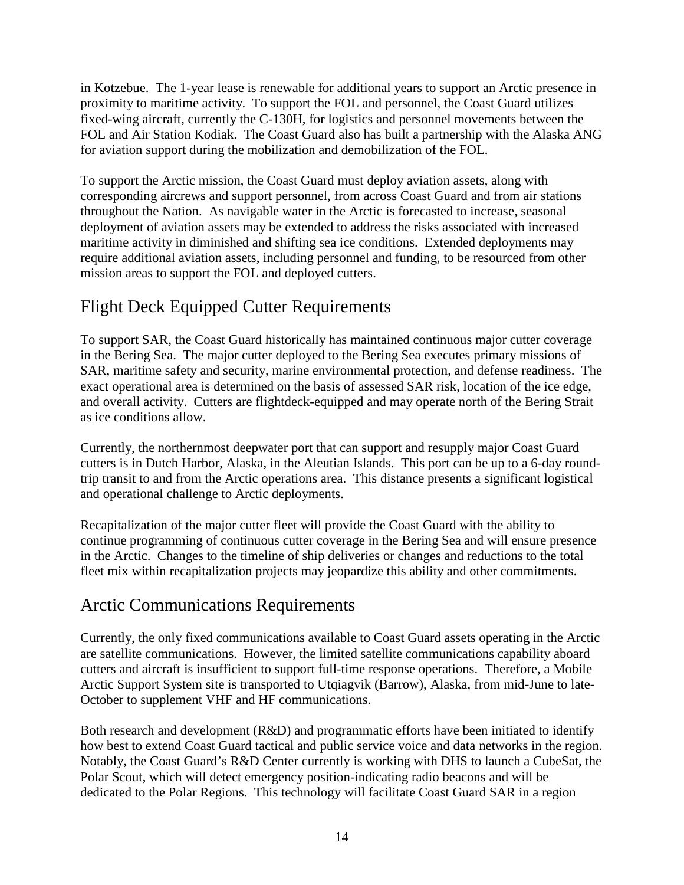in Kotzebue. The 1-year lease is renewable for additional years to support an Arctic presence in proximity to maritime activity. To support the FOL and personnel, the Coast Guard utilizes fixed-wing aircraft, currently the C-130H, for logistics and personnel movements between the FOL and Air Station Kodiak. The Coast Guard also has built a partnership with the Alaska ANG for aviation support during the mobilization and demobilization of the FOL.

To support the Arctic mission, the Coast Guard must deploy aviation assets, along with corresponding aircrews and support personnel, from across Coast Guard and from air stations throughout the Nation. As navigable water in the Arctic is forecasted to increase, seasonal deployment of aviation assets may be extended to address the risks associated with increased maritime activity in diminished and shifting sea ice conditions. Extended deployments may require additional aviation assets, including personnel and funding, to be resourced from other mission areas to support the FOL and deployed cutters.

## Flight Deck Equipped Cutter Requirements

To support SAR, the Coast Guard historically has maintained continuous major cutter coverage in the Bering Sea. The major cutter deployed to the Bering Sea executes primary missions of SAR, maritime safety and security, marine environmental protection, and defense readiness. The exact operational area is determined on the basis of assessed SAR risk, location of the ice edge, and overall activity. Cutters are flightdeck-equipped and may operate north of the Bering Strait as ice conditions allow.

Currently, the northernmost deepwater port that can support and resupply major Coast Guard cutters is in Dutch Harbor, Alaska, in the Aleutian Islands. This port can be up to a 6-day round-trip transit to and from the Arctic operations area. This distance presents a significant logistical and operational challenge to Arctic deployments.

Recapitalization of the major cutter fleet will provide the Coast Guard with the ability to continue programming of continuous cutter coverage in the Bering Sea and will ensure presence in the Arctic. Changes to the timeline of ship deliveries or changes and reductions to the total fleet mix within recapitalization projects may jeopardize this ability and other commitments.

## Arctic Communications Requirements

Currently, the only fixed communications available to Coast Guard assets operating in the Arctic are satellite communications. However, the limited satellite communications capability aboard cutters and aircraft is insufficient to support full-time response operations. Therefore, a Mobile Arctic Support System site is transported to Utqiagvik (Barrow), Alaska, from mid-June to late-October to supplement VHF and HF communications.

Both research and development (R&D) and programmatic efforts have been initiated to identify how best to extend Coast Guard tactical and public service voice and data networks in the region. Notably, the Coast Guard's R&D Center currently is working with DHS to launch a CubeSat, the Polar Scout, which will detect emergency position-indicating radio beacons and will be dedicated to the Polar Regions. This technology will facilitate Coast Guard SAR in a region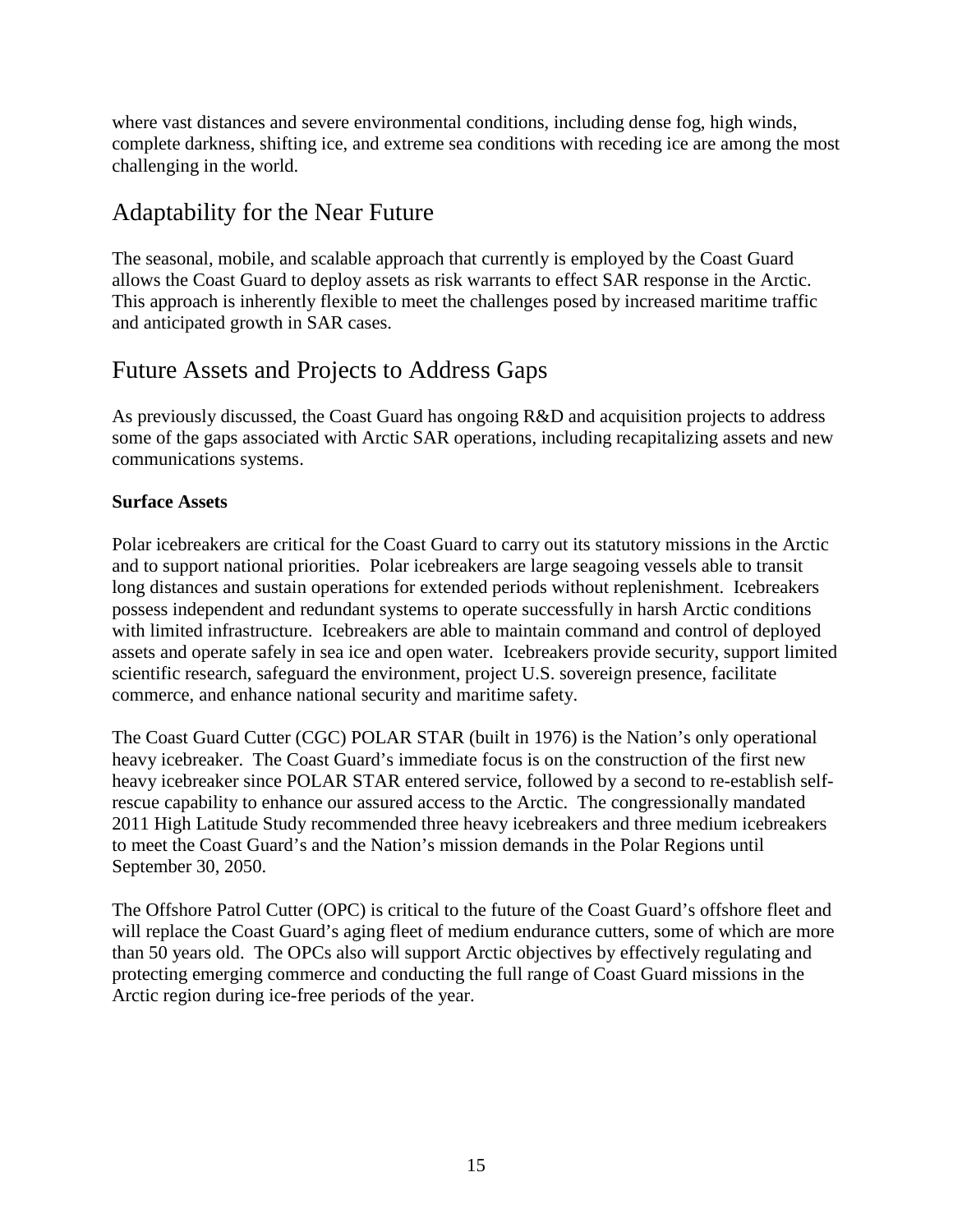where vast distances and severe environmental conditions, including dense fog, high winds, complete darkness, shifting ice, and extreme sea conditions with receding ice are among the most challenging in the world.

## Adaptability for the Near Future

The seasonal, mobile, and scalable approach that currently is employed by the Coast Guard allows the Coast Guard to deploy assets as risk warrants to effect SAR response in the Arctic. This approach is inherently flexible to meet the challenges posed by increased maritime traffic and anticipated growth in SAR cases.

## Future Assets and Projects to Address Gaps

As previously discussed, the Coast Guard has ongoing R&D and acquisition projects to address some of the gaps associated with Arctic SAR operations, including recapitalizing assets and new communications systems.

**Surface Assets**

Polar icebreakers are critical for the Coast Guard to carry out its statutory missions in the Arctic and to support national priorities. Polar icebreakers are large seagoing vessels able to transit long distances and sustain operations for extended periods without replenishment. Icebreakers possess independent and redundant systems to operate successfully in harsh Arctic conditions with limited infrastructure. Icebreakers are able to maintain command and control of deployed assets and operate safely in sea ice and open water. Icebreakers provide security, support limited scientific research, safeguard the environment, project U.S. sovereign presence, facilitate commerce, and enhance national security and maritime safety.

The Coast Guard Cutter (CGC) POLAR STAR (built in 1976) is the Nation's only operational heavy icebreaker. The Coast Guard's immediate focus is on the construction of the first new heavy icebreaker since POLAR STAR entered service, followed by a second to re-establish self-rescue capability to enhance our assured access to the Arctic. The congressionally mandated 2011 High Latitude Study recommended three heavy icebreakers and three medium icebreakers to meet the Coast Guard's and the Nation's mission demands in the Polar Regions until September 30, 2050.

The Offshore Patrol Cutter (OPC) is critical to the future of the Coast Guard's offshore fleet and will replace the Coast Guard's aging fleet of medium endurance cutters, some of which are more than 50 years old. The OPCs also will support Arctic objectives by effectively regulating and protecting emerging commerce and conducting the full range of Coast Guard missions in the Arctic region during ice-free periods of the year.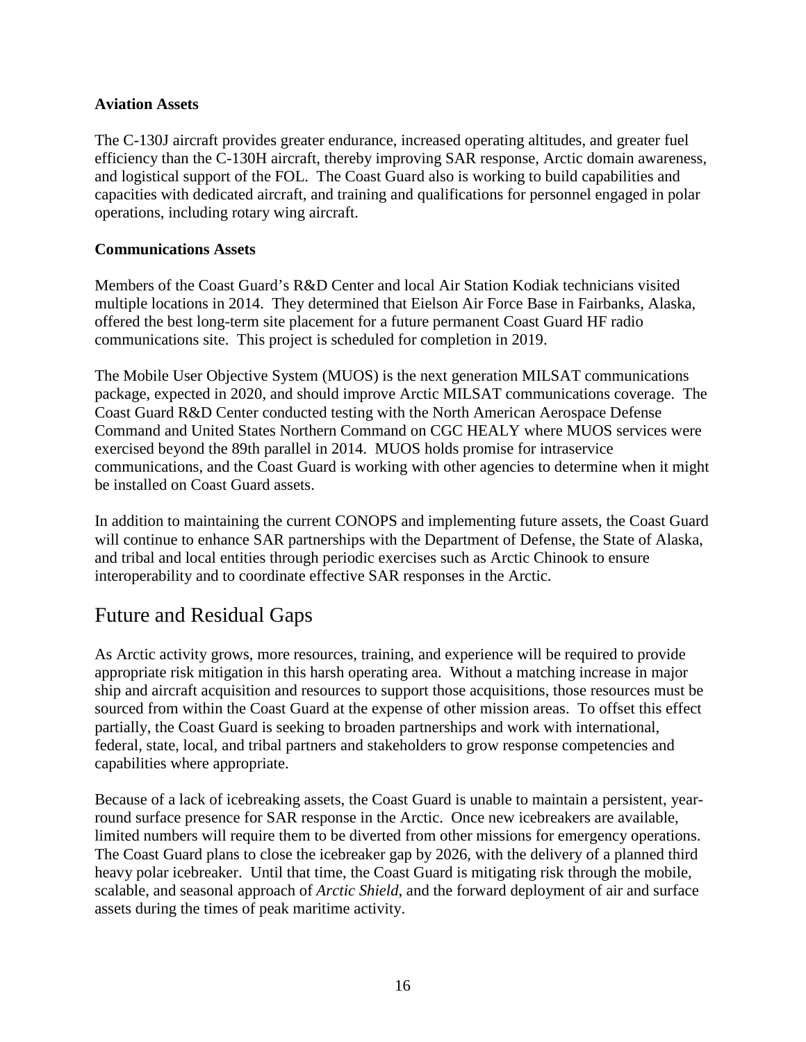**Aviation Assets**

The C-130J aircraft provides greater endurance, increased operating altitudes, and greater fuel efficiency than the C-130H aircraft, thereby improving SAR response, Arctic domain awareness, and logistical support of the FOL. The Coast Guard also is working to build capabilities and capacities with dedicated aircraft, and training and qualifications for personnel engaged in polar operations, including rotary wing aircraft.

**Communications Assets**

Members of the Coast Guard's R&D Center and local Air Station Kodiak technicians visited multiple locations in 2014. They determined that Eielson Air Force Base in Fairbanks, Alaska, offered the best long-term site placement for a future permanent Coast Guard HF radio communications site. This project is scheduled for completion in 2019.

The Mobile User Objective System (MUOS) is the next generation MILSAT communications package, expected in 2020, and should improve Arctic MILSAT communications coverage. The Coast Guard R&D Center conducted testing with the North American Aerospace Defense Command and United States Northern Command on CGC HEALY where MUOS services were exercised beyond the 89th parallel in 2014. MUOS holds promise for intraservice communications, and the Coast Guard is working with other agencies to determine when it might be installed on Coast Guard assets.

In addition to maintaining the current CONOPS and implementing future assets, the Coast Guard will continue to enhance SAR partnerships with the Department of Defense, the State of Alaska, and tribal and local entities through periodic exercises such as Arctic Chinook to ensure interoperability and to coordinate effective SAR responses in the Arctic.

## Future and Residual Gaps

As Arctic activity grows, more resources, training, and experience will be required to provide appropriate risk mitigation in this harsh operating area. Without a matching increase in major ship and aircraft acquisition and resources to support those acquisitions, those resources must be sourced from within the Coast Guard at the expense of other mission areas. To offset this effect partially, the Coast Guard is seeking to broaden partnerships and work with international, federal, state, local, and tribal partners and stakeholders to grow response competencies and capabilities where appropriate.

Because of a lack of icebreaking assets, the Coast Guard is unable to maintain a persistent, year-round surface presence for SAR response in the Arctic. Once new icebreakers are available, limited numbers will require them to be diverted from other missions for emergency operations. The Coast Guard plans to close the icebreaker gap by 2026, with the delivery of a planned third heavy polar icebreaker. Until that time, the Coast Guard is mitigating risk through the mobile, scalable, and seasonal approach of *Arctic Shield*, and the forward deployment of air and surface assets during the times of peak maritime activity.